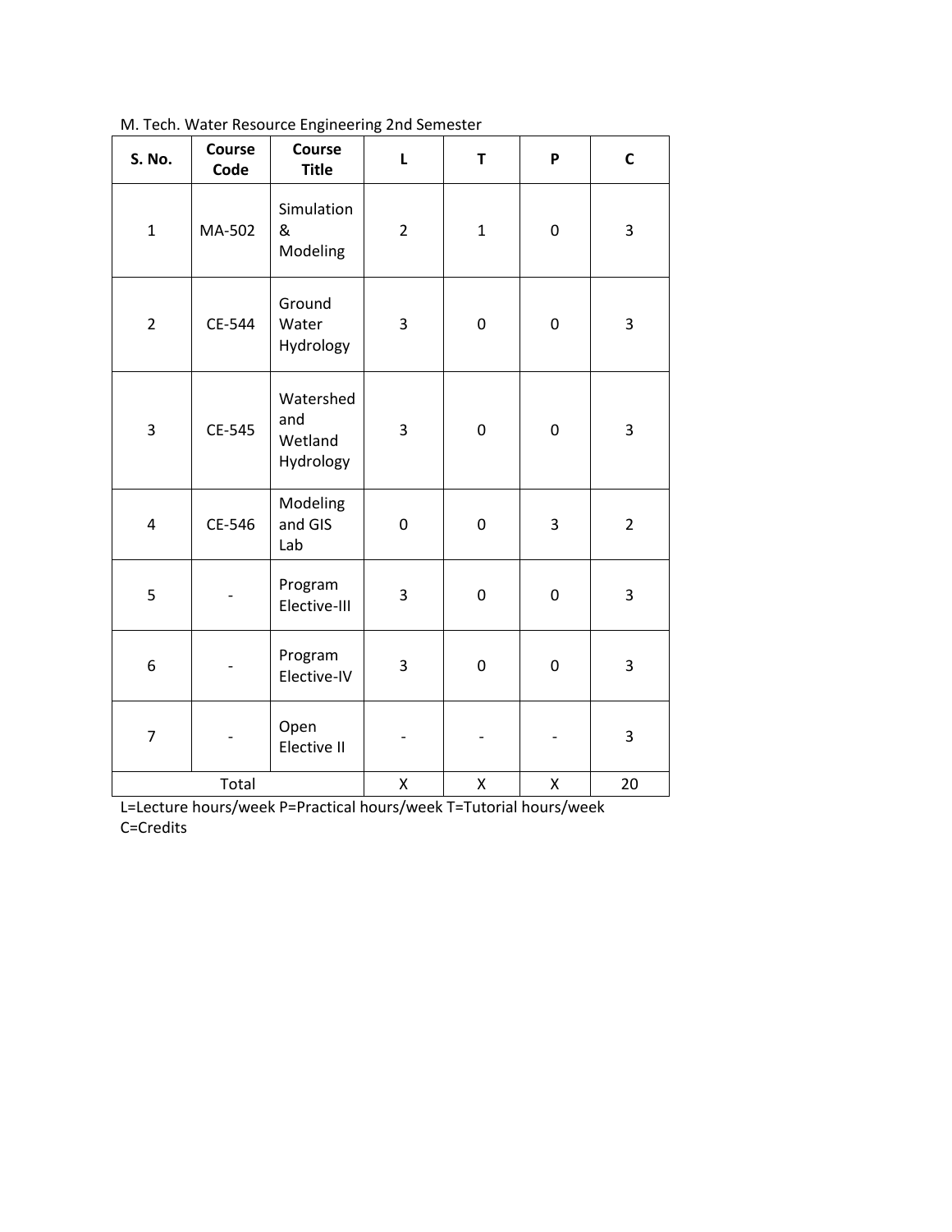M. Tech. Water Resource Engineering 2nd Semester

| S. No. | Course Code | Course Title | L | T | P | C |
|---|---|---|---|---|---|---|
| 1 | MA-502 | Simulation & Modeling | 2 | 1 | 0 | 3 |
| 2 | CE-544 | Ground Water Hydrology | 3 | 0 | 0 | 3 |
| 3 | CE-545 | Watershed and Wetland Hydrology | 3 | 0 | 0 | 3 |
| 4 | CE-546 | Modeling and GIS Lab | 0 | 0 | 3 | 2 |
| 5 | - | Program Elective-III | 3 | 0 | 0 | 3 |
| 6 | - | Program Elective-IV | 3 | 0 | 0 | 3 |
| 7 | - | Open Elective II | - | - | - | 3 |
| Total | | | X | X | X | 20 |

L=Lecture hours/week P=Practical hours/week T=Tutorial hours/week C=Credits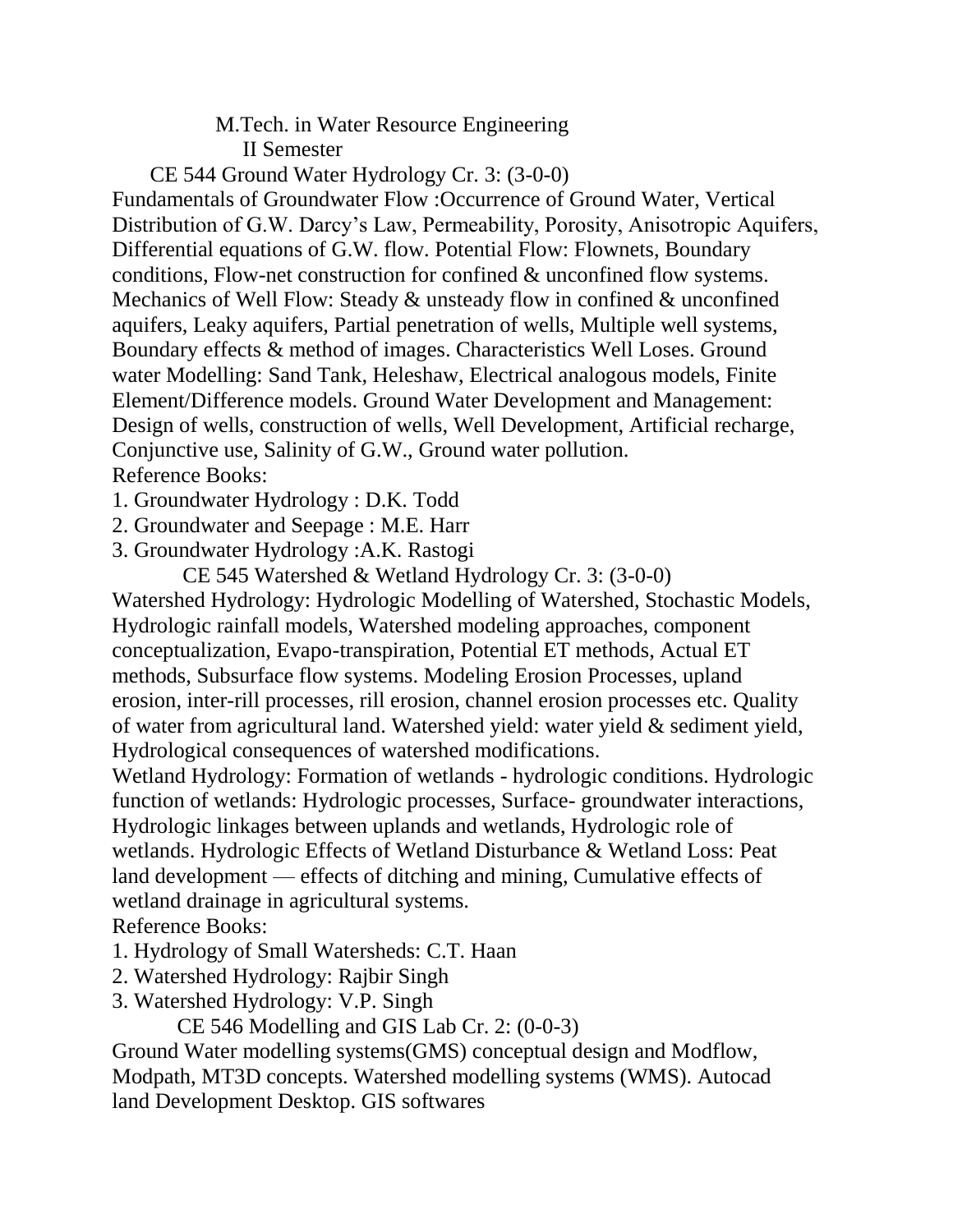## M.Tech. in Water Resource Engineering

## II Semester

### CE 544 Ground Water Hydrology Cr. 3: (3-0-0)

Fundamentals of Groundwater Flow :Occurrence of Ground Water, Vertical Distribution of G.W. Darcy's Law, Permeability, Porosity, Anisotropic Aquifers, Differential equations of G.W. flow. Potential Flow: Flownets, Boundary conditions, Flow-net construction for confined & unconfined flow systems. Mechanics of Well Flow: Steady & unsteady flow in confined & unconfined aquifers, Leaky aquifers, Partial penetration of wells, Multiple well systems, Boundary effects & method of images. Characteristics Well Loses. Ground water Modelling: Sand Tank, Heleshaw, Electrical analogous models, Finite Element/Difference models. Ground Water Development and Management: Design of wells, construction of wells, Well Development, Artificial recharge, Conjunctive use, Salinity of G.W., Ground water pollution.

Reference Books:

1. Groundwater Hydrology : D.K. Todd
2. Groundwater and Seepage : M.E. Harr
3. Groundwater Hydrology :A.K. Rastogi

### CE 545 Watershed & Wetland Hydrology Cr. 3: (3-0-0)

Watershed Hydrology: Hydrologic Modelling of Watershed, Stochastic Models, Hydrologic rainfall models, Watershed modeling approaches, component conceptualization, Evapo-transpiration, Potential ET methods, Actual ET methods, Subsurface flow systems. Modeling Erosion Processes, upland erosion, inter-rill processes, rill erosion, channel erosion processes etc. Quality of water from agricultural land. Watershed yield: water yield & sediment yield, Hydrological consequences of watershed modifications.

Wetland Hydrology: Formation of wetlands - hydrologic conditions. Hydrologic function of wetlands: Hydrologic processes, Surface- groundwater interactions, Hydrologic linkages between uplands and wetlands, Hydrologic role of wetlands. Hydrologic Effects of Wetland Disturbance & Wetland Loss: Peat land development — effects of ditching and mining, Cumulative effects of wetland drainage in agricultural systems.

Reference Books:

1. Hydrology of Small Watersheds: C.T. Haan
2. Watershed Hydrology: Rajbir Singh
3. Watershed Hydrology: V.P. Singh

### CE 546 Modelling and GIS Lab Cr. 2: (0-0-3)

Ground Water modelling systems(GMS) conceptual design and Modflow, Modpath, MT3D concepts. Watershed modelling systems (WMS). Autocad land Development Desktop. GIS softwares